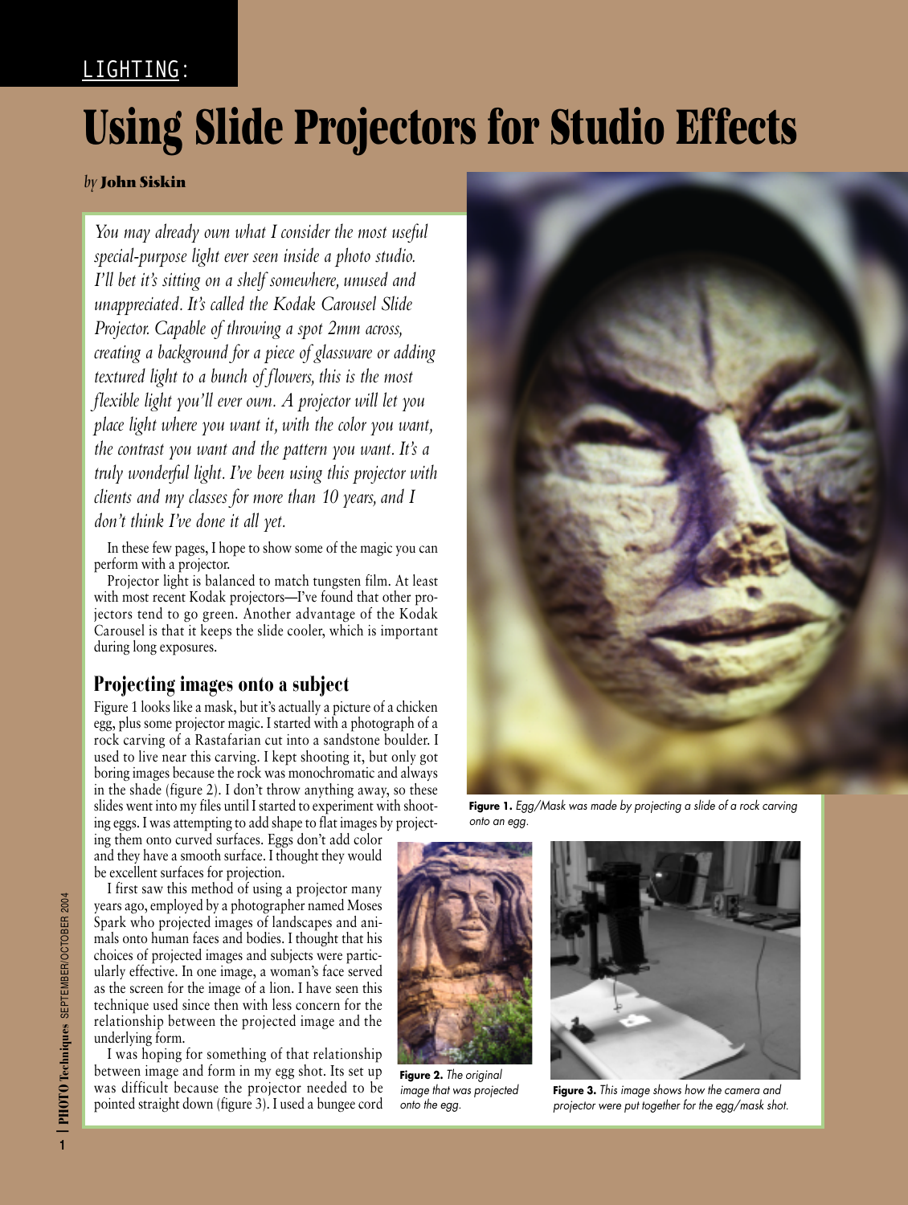LIGHTING:

# Using Slide Projectors for Studio Effects

*by* **John Siskin**

*You may already own what I consider the most useful special-purpose light ever seen inside a photo studio. I'll bet it's sitting on a shelf somewhere, unused and unappreciated. It's called the Kodak Carousel Slide Projector. Capable of throwing a spot 2mm across, creating a background for a piece of glassware or adding textured light to a bunch of flowers, this is the most flexible light you'll ever own. A projector will let you place light where you want it, with the color you want, the contrast you want and the pattern you want. It's a truly wonderful light. I've been using this projector with clients and my classes for more than 10 years, and I don't think I've done it all yet.*

In these few pages, I hope to show some of the magic you can perform with a projector.

Projector light is balanced to match tungsten film. At least with most recent Kodak projectors—I've found that other projectors tend to go green. Another advantage of the Kodak Carousel is that it keeps the slide cooler, which is important during long exposures.

## Projecting images onto a subject

Figure 1 looks like a mask, but it's actually a picture of a chicken egg, plus some projector magic. I started with a photograph of a rock carving of a Rastafarian cut into a sandstone boulder. I used to live near this carving. I kept shooting it, but only got boring images because the rock was monochromatic and always in the shade (figure 2). I don't throw anything away, so these slides went into my files until I started to experiment with shooting eggs. I was attempting to add shape to flat images by projecting them onto curved surfaces. Eggs don't add color and they have a smooth surface. I thought they would be excellent surfaces for projection.

I first saw this method of using a projector many years ago, employed by a photographer named Moses Spark who projected images of landscapes and animals onto human faces and bodies. I thought that his choices of projected images and subjects were particularly effective. In one image, a woman's face served as the screen for the image of a lion. I have seen this technique used since then with less concern for the relationship between the projected image and the underlying form.

I was hoping for something of that relationship between image and form in my egg shot. Its set up was difficult because the projector needed to be pointed straight down (figure 3). I used a bungee cord

**Figure 1.** *Egg/Mask was made by projecting a slide of a rock carving onto an egg.*

**Figure 2.** *The original image that was projected onto the egg.*

**Figure 3.** *This image shows how the camera and projector were put together for the egg/mask shot.*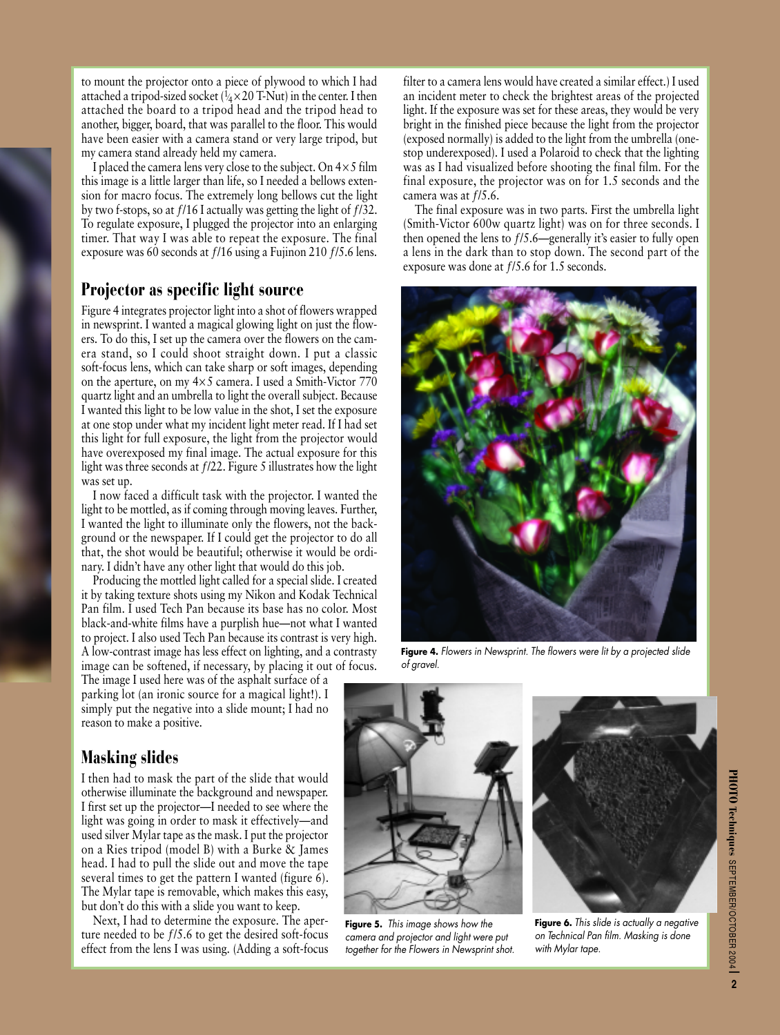to mount the projector onto a piece of plywood to which I had attached a tripod-sized socket ($\frac{1}{4}$ × 20 T-Nut) in the center. I then attached the board to a tripod head and the tripod head to another, bigger, board, that was parallel to the floor. This would have been easier with a camera stand or very large tripod, but my camera stand already held my camera.

I placed the camera lens very close to the subject. On 4×5 film this image is a little larger than life, so I needed a bellows extension for macro focus. The extremely long bellows cut the light by two f-stops, so at *f*/16 I actually was getting the light of *f*/32. To regulate exposure, I plugged the projector into an enlarging timer. That way I was able to repeat the exposure. The final exposure was 60 seconds at *f*/16 using a Fujinon 210 *f*/5.6 lens.

## Projector as specific light source

Figure 4 integrates projector light into a shot of flowers wrapped in newsprint. I wanted a magical glowing light on just the flowers. To do this, I set up the camera over the flowers on the camera stand, so I could shoot straight down. I put a classic soft-focus lens, which can take sharp or soft images, depending on the aperture, on my 4×5 camera. I used a Smith-Victor 770 quartz light and an umbrella to light the overall subject. Because I wanted this light to be low value in the shot, I set the exposure at one stop under what my incident light meter read. If I had set this light for full exposure, the light from the projector would have overexposed my final image. The actual exposure for this light was three seconds at *f*/22. Figure 5 illustrates how the light was set up.

I now faced a difficult task with the projector. I wanted the light to be mottled, as if coming through moving leaves. Further, I wanted the light to illuminate only the flowers, not the background or the newspaper. If I could get the projector to do all that, the shot would be beautiful; otherwise it would be ordinary. I didn't have any other light that would do this job.

Producing the mottled light called for a special slide. I created it by taking texture shots using my Nikon and Kodak Technical Pan film. I used Tech Pan because its base has no color. Most black-and-white films have a purplish hue—not what I wanted to project. I also used Tech Pan because its contrast is very high. A low-contrast image has less effect on lighting, and a contrasty image can be softened, if necessary, by placing it out of focus. The image I used here was of the asphalt surface of a parking lot (an ironic source for a magical light!). I simply put the negative into a slide mount; I had no reason to make a positive.

## Masking slides

I then had to mask the part of the slide that would otherwise illuminate the background and newspaper. I first set up the projector—I needed to see where the light was going in order to mask it effectively—and used silver Mylar tape as the mask. I put the projector on a Ries tripod (model B) with a Burke & James head. I had to pull the slide out and move the tape several times to get the pattern I wanted (figure 6). The Mylar tape is removable, which makes this easy, but don't do this with a slide you want to keep.

Next, I had to determine the exposure. The aperture needed to be *f*/5.6 to get the desired soft-focus effect from the lens I was using. (Adding a soft-focus filter to a camera lens would have created a similar effect.) I used an incident meter to check the brightest areas of the projected light. If the exposure was set for these areas, they would be very bright in the finished piece because the light from the projector (exposed normally) is added to the light from the umbrella (one-stop underexposed). I used a Polaroid to check that the lighting was as I had visualized before shooting the final film. For the final exposure, the projector was on for 1.5 seconds and the camera was at *f*/5.6.

The final exposure was in two parts. First the umbrella light (Smith-Victor 600w quartz light) was on for three seconds. I then opened the lens to *f*/5.6—generally it's easier to fully open a lens in the dark than to stop down. The second part of the exposure was done at *f*/5.6 for 1.5 seconds.

**Figure 4.** *Flowers in Newsprint. The flowers were lit by a projected slide of gravel.*

**Figure 5.** *This image shows how the camera and projector and light were put together for the Flowers in Newsprint shot.*

**Figure 6.** *This slide is actually a negative on Technical Pan film. Masking is done with Mylar tape.*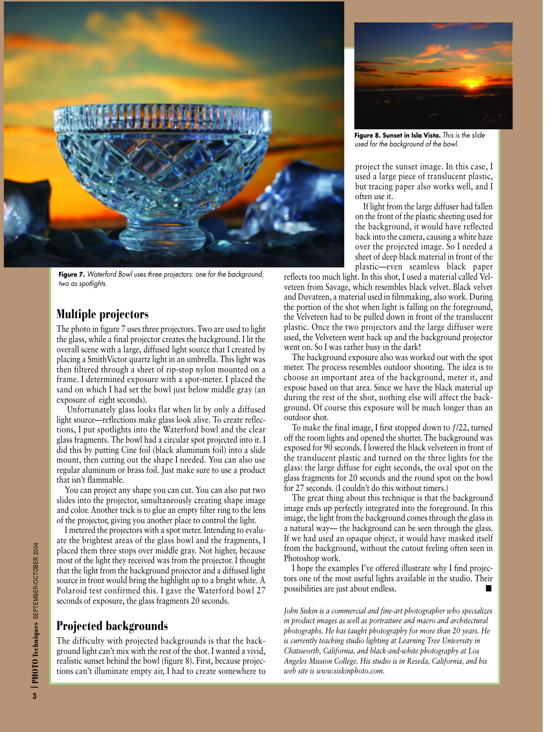Figure 7. *Waterford Bowl uses three projectors: one for the background, two as spotlights.*

Figure 8. Sunset in Isla Vista. *This is the slide used for the background of the bowl.*

## Multiple projectors

The photo in figure 7 uses three projectors. Two are used to light the glass, while a final projector creates the background. I lit the overall scene with a large, diffused light source that I created by placing a SmithVictor quartz light in an umbrella. This light was then filtered through a sheet of rip-stop nylon mounted on a frame. I determined exposure with a spot-meter. I placed the sand on which I had set the bowl just below middle gray (an exposure of eight seconds).

Unfortunately glass looks flat when lit by only a diffused light source—reflections make glass look alive. To create reflections, I put spotlights into the Waterford bowl and the clear glass fragments. The bowl had a circular spot projected into it. I did this by putting Cine foil (black aluminum foil) into a slide mount, then cutting out the shape I needed. You can also use regular aluminum or brass foil. Just make sure to use a product that isn't flammable.

You can project any shape you can cut. You can also put two slides into the projector, simultaneously creating shape image and color. Another trick is to glue an empty filter ring to the lens of the projector, giving you another place to control the light.

I metered the projectors with a spot meter. Intending to evaluate the brightest areas of the glass bowl and the fragments, I placed them three stops over middle gray. Not higher, because most of the light they received was from the projector. I thought that the light from the background projector and a diffused light source in front would bring the highlight up to a bright white. A Polaroid test confirmed this. I gave the Waterford bowl 27 seconds of exposure, the glass fragments 20 seconds.

## Projected backgrounds

The difficulty with projected backgrounds is that the background light can't mix with the rest of the shot. I wanted a vivid, realistic sunset behind the bowl (figure 8). First, because projections can't illuminate empty air, I had to create somewhere to project the sunset image. In this case, I used a large piece of translucent plastic, but tracing paper also works well, and I often use it.

If light from the large diffuser had fallen on the front of the plastic sheeting used for the background, it would have reflected back into the camera, causing a white haze over the projected image. So I needed a sheet of deep black material in front of the plastic—even seamless black paper reflects too much light. In this shot, I used a material called Velveteen from Savage, which resembles black velvet. Black velvet and Duvateen, a material used in filmmaking, also work. During the portion of the shot when light is falling on the foreground, the Velveteen had to be pulled down in front of the translucent plastic. Once the two projectors and the large diffuser were used, the Velveteen went back up and the background projector went on. So I was rather busy in the dark!

The background exposure also was worked out with the spot meter. The process resembles outdoor shooting. The idea is to choose an important area of the background, meter it, and expose based on that area. Since we have the black material up during the rest of the shot, nothing else will affect the background. Of course this exposure will be much longer than an outdoor shot.

To make the final image, I first stopped down to *f*/22, turned off the room lights and opened the shutter. The background was exposed for 90 seconds. I lowered the black velveteen in front of the translucent plastic and turned on the three lights for the glass: the large diffuse for eight seconds, the oval spot on the glass fragments for 20 seconds and the round spot on the bowl for 27 seconds. (I couldn't do this without timers.)

The great thing about this technique is that the background image ends up perfectly integrated into the foreground. In this image, the light from the background comes through the glass in a natural way— the background can be seen through the glass. If we had used an opaque object, it would have masked itself from the background, without the cutout feeling often seen in Photoshop work.

I hope the examples I've offered illustrate why I find projectors one of the most useful lights available in the studio. Their possibilities are just about endless. ■

*John Siskin is a commercial and fine-art photographer who specializes in product images as well as portraiture and macro and architectural photographs. He has taught photography for more than 20 years. He is currently teaching studio lighting at Learning Tree University in Chatsworth, California, and black-and-white photography at Los Angeles Mission College. His studio is in Reseda, California, and his web site is www.siskinphoto.com.*